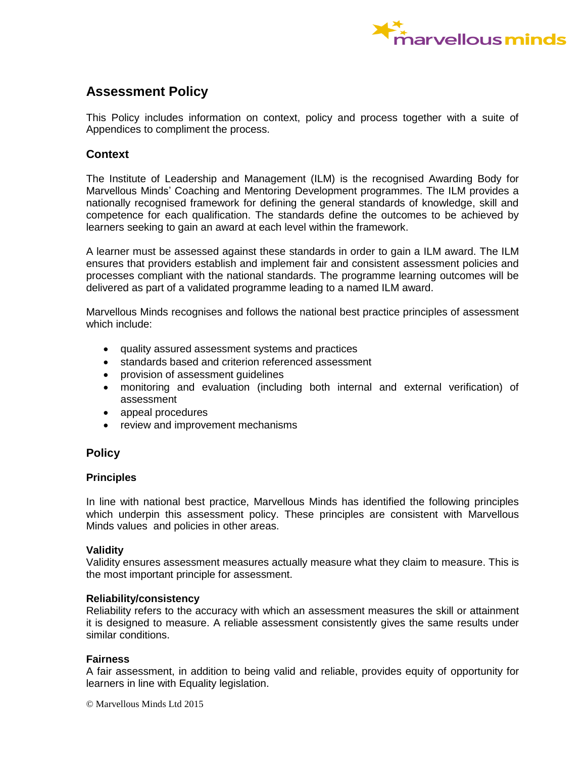# Assessment Policy

This Policy includes information on context, policy and process together with a suite of Appendices to compliment the process.

## Context

The Institute of Leadership and Management (ILM) is the recognised Awarding Body for Marvellous Minds' Coaching and Mentoring Development programmes. The ILM provides a nationally recognised framework for defining the general standards of knowledge, skill and competence for each qualification. The standards define the outcomes to be achieved by learners seeking to gain an award at each level within the framework.

A learner must be assessed against these standards in order to gain a ILM award. The ILM ensures that providers establish and implement fair and consistent assessment policies and processes compliant with the national standards. The programme learning outcomes will be delivered as part of a validated programme leading to a named ILM award.

Marvellous Minds recognises and follows the national best practice principles of assessment which include:

- quality assured assessment systems and practices
- standards based and criterion referenced assessment
- provision of assessment guidelines
- monitoring and evaluation (including both internal and external verification) of assessment
- appeal procedures
- review and improvement mechanisms

## Policy

### Principles

In line with national best practice, Marvellous Minds has identified the following principles which underpin this assessment policy. These principles are consistent with Marvellous Minds values and policies in other areas.

#### Validity

Validity ensures assessment measures actually measure what they claim to measure. This is the most important principle for assessment.

#### Reliability/consistency

Reliability refers to the accuracy with which an assessment measures the skill or attainment it is designed to measure. A reliable assessment consistently gives the same results under similar conditions.

#### Fairness

A fair assessment, in addition to being valid and reliable, provides equity of opportunity for learners in line with Equality legislation.

© Marvellous Minds Ltd 2015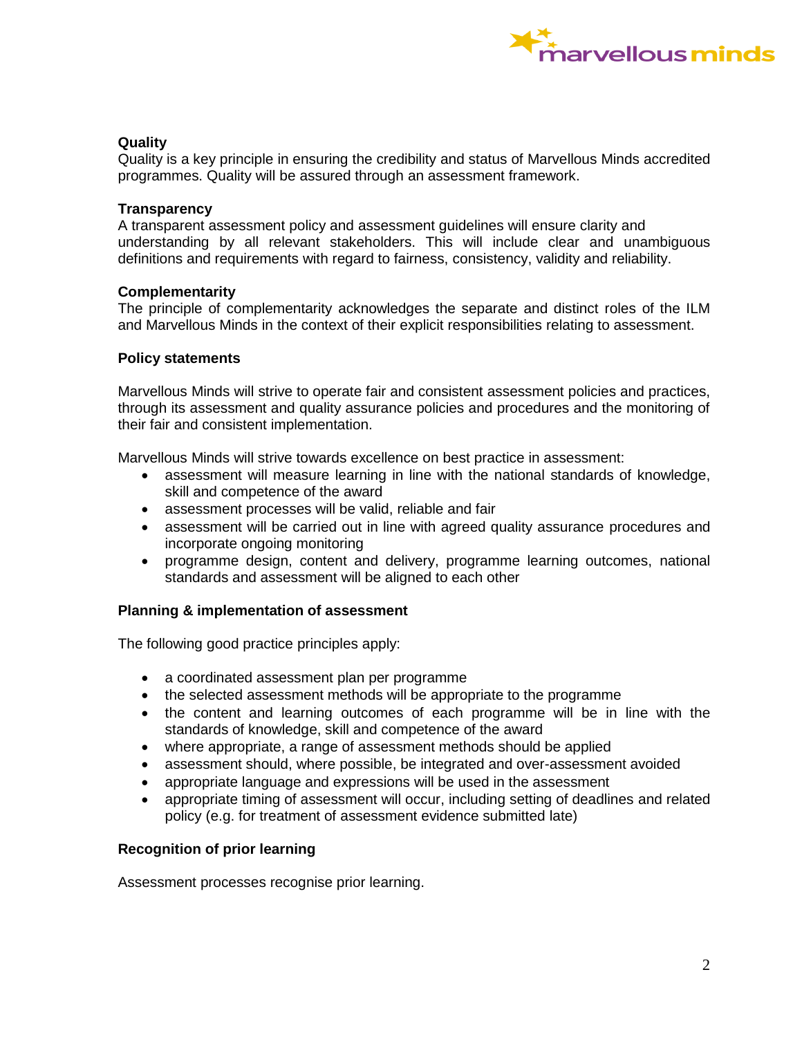**Quality**
Quality is a key principle in ensuring the credibility and status of Marvellous Minds accredited programmes. Quality will be assured through an assessment framework.

**Transparency**
A transparent assessment policy and assessment guidelines will ensure clarity and understanding by all relevant stakeholders. This will include clear and unambiguous definitions and requirements with regard to fairness, consistency, validity and reliability.

**Complementarity**
The principle of complementarity acknowledges the separate and distinct roles of the ILM and Marvellous Minds in the context of their explicit responsibilities relating to assessment.

**Policy statements**

Marvellous Minds will strive to operate fair and consistent assessment policies and practices, through its assessment and quality assurance policies and procedures and the monitoring of their fair and consistent implementation.

Marvellous Minds will strive towards excellence on best practice in assessment:

- assessment will measure learning in line with the national standards of knowledge, skill and competence of the award
- assessment processes will be valid, reliable and fair
- assessment will be carried out in line with agreed quality assurance procedures and incorporate ongoing monitoring
- programme design, content and delivery, programme learning outcomes, national standards and assessment will be aligned to each other

**Planning & implementation of assessment**

The following good practice principles apply:

- a coordinated assessment plan per programme
- the selected assessment methods will be appropriate to the programme
- the content and learning outcomes of each programme will be in line with the standards of knowledge, skill and competence of the award
- where appropriate, a range of assessment methods should be applied
- assessment should, where possible, be integrated and over-assessment avoided
- appropriate language and expressions will be used in the assessment
- appropriate timing of assessment will occur, including setting of deadlines and related policy (e.g. for treatment of assessment evidence submitted late)

**Recognition of prior learning**

Assessment processes recognise prior learning.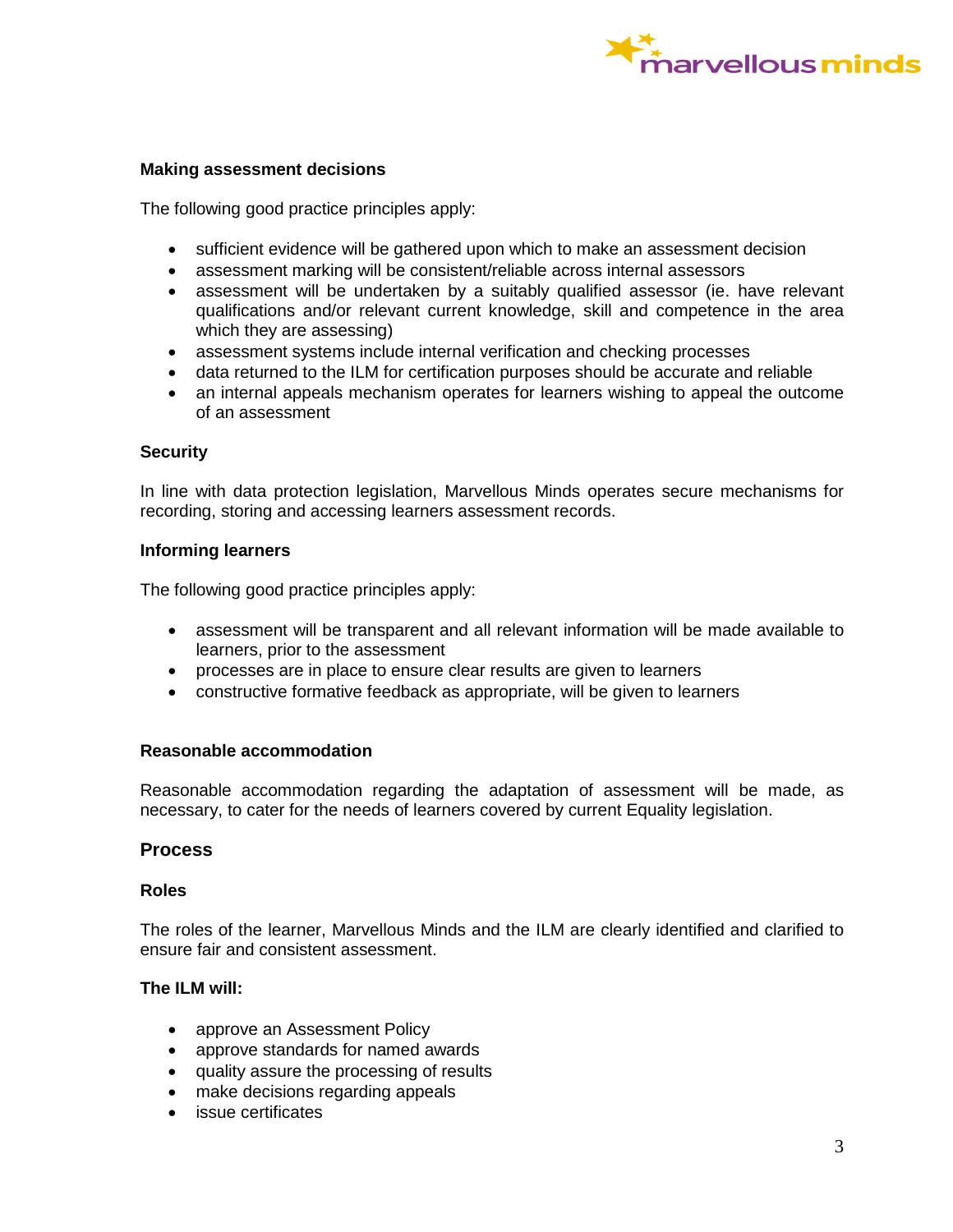### Making assessment decisions

The following good practice principles apply:

- sufficient evidence will be gathered upon which to make an assessment decision
- assessment marking will be consistent/reliable across internal assessors
- assessment will be undertaken by a suitably qualified assessor (ie. have relevant qualifications and/or relevant current knowledge, skill and competence in the area which they are assessing)
- assessment systems include internal verification and checking processes
- data returned to the ILM for certification purposes should be accurate and reliable
- an internal appeals mechanism operates for learners wishing to appeal the outcome of an assessment

### Security

In line with data protection legislation, Marvellous Minds operates secure mechanisms for recording, storing and accessing learners assessment records.

### Informing learners

The following good practice principles apply:

- assessment will be transparent and all relevant information will be made available to learners, prior to the assessment
- processes are in place to ensure clear results are given to learners
- constructive formative feedback as appropriate, will be given to learners

### Reasonable accommodation

Reasonable accommodation regarding the adaptation of assessment will be made, as necessary, to cater for the needs of learners covered by current Equality legislation.

## Process

### Roles

The roles of the learner, Marvellous Minds and the ILM are clearly identified and clarified to ensure fair and consistent assessment.

### The ILM will:

- approve an Assessment Policy
- approve standards for named awards
- quality assure the processing of results
- make decisions regarding appeals
- issue certificates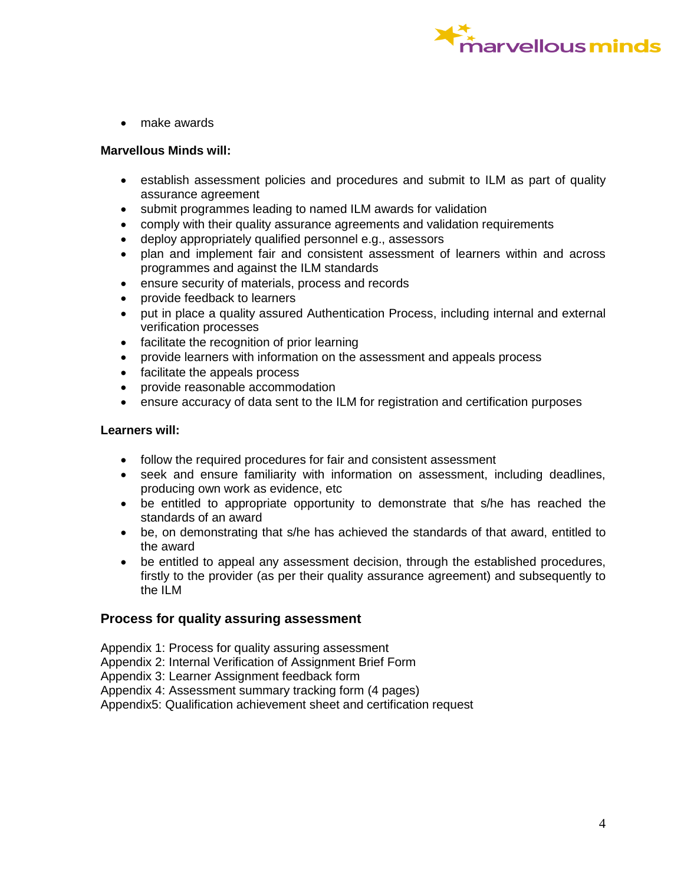- make awards

**Marvellous Minds will:**

- establish assessment policies and procedures and submit to ILM as part of quality assurance agreement
- submit programmes leading to named ILM awards for validation
- comply with their quality assurance agreements and validation requirements
- deploy appropriately qualified personnel e.g., assessors
- plan and implement fair and consistent assessment of learners within and across programmes and against the ILM standards
- ensure security of materials, process and records
- provide feedback to learners
- put in place a quality assured Authentication Process, including internal and external verification processes
- facilitate the recognition of prior learning
- provide learners with information on the assessment and appeals process
- facilitate the appeals process
- provide reasonable accommodation
- ensure accuracy of data sent to the ILM for registration and certification purposes

**Learners will:**

- follow the required procedures for fair and consistent assessment
- seek and ensure familiarity with information on assessment, including deadlines, producing own work as evidence, etc
- be entitled to appropriate opportunity to demonstrate that s/he has reached the standards of an award
- be, on demonstrating that s/he has achieved the standards of that award, entitled to the award
- be entitled to appeal any assessment decision, through the established procedures, firstly to the provider (as per their quality assurance agreement) and subsequently to the ILM

## Process for quality assuring assessment

Appendix 1: Process for quality assuring assessment
Appendix 2: Internal Verification of Assignment Brief Form
Appendix 3: Learner Assignment feedback form
Appendix 4: Assessment summary tracking form (4 pages)
Appendix5: Qualification achievement sheet and certification request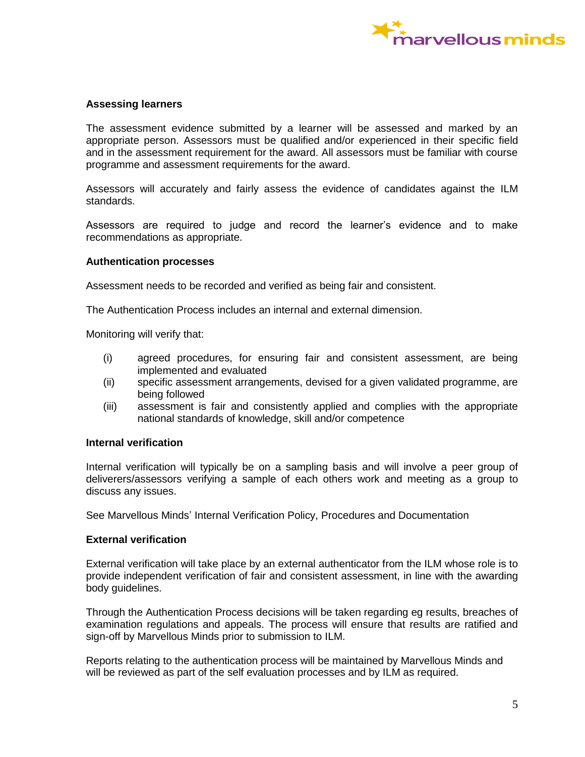**Assessing learners**

The assessment evidence submitted by a learner will be assessed and marked by an appropriate person. Assessors must be qualified and/or experienced in their specific field and in the assessment requirement for the award. All assessors must be familiar with course programme and assessment requirements for the award.

Assessors will accurately and fairly assess the evidence of candidates against the ILM standards.

Assessors are required to judge and record the learner's evidence and to make recommendations as appropriate.

**Authentication processes**

Assessment needs to be recorded and verified as being fair and consistent.

The Authentication Process includes an internal and external dimension.

Monitoring will verify that:

(i) agreed procedures, for ensuring fair and consistent assessment, are being implemented and evaluated
(ii) specific assessment arrangements, devised for a given validated programme, are being followed
(iii) assessment is fair and consistently applied and complies with the appropriate national standards of knowledge, skill and/or competence

**Internal verification**

Internal verification will typically be on a sampling basis and will involve a peer group of deliverers/assessors verifying a sample of each others work and meeting as a group to discuss any issues.

See Marvellous Minds' Internal Verification Policy, Procedures and Documentation

**External verification**

External verification will take place by an external authenticator from the ILM whose role is to provide independent verification of fair and consistent assessment, in line with the awarding body guidelines.

Through the Authentication Process decisions will be taken regarding eg results, breaches of examination regulations and appeals. The process will ensure that results are ratified and sign-off by Marvellous Minds prior to submission to ILM.

Reports relating to the authentication process will be maintained by Marvellous Minds and will be reviewed as part of the self evaluation processes and by ILM as required.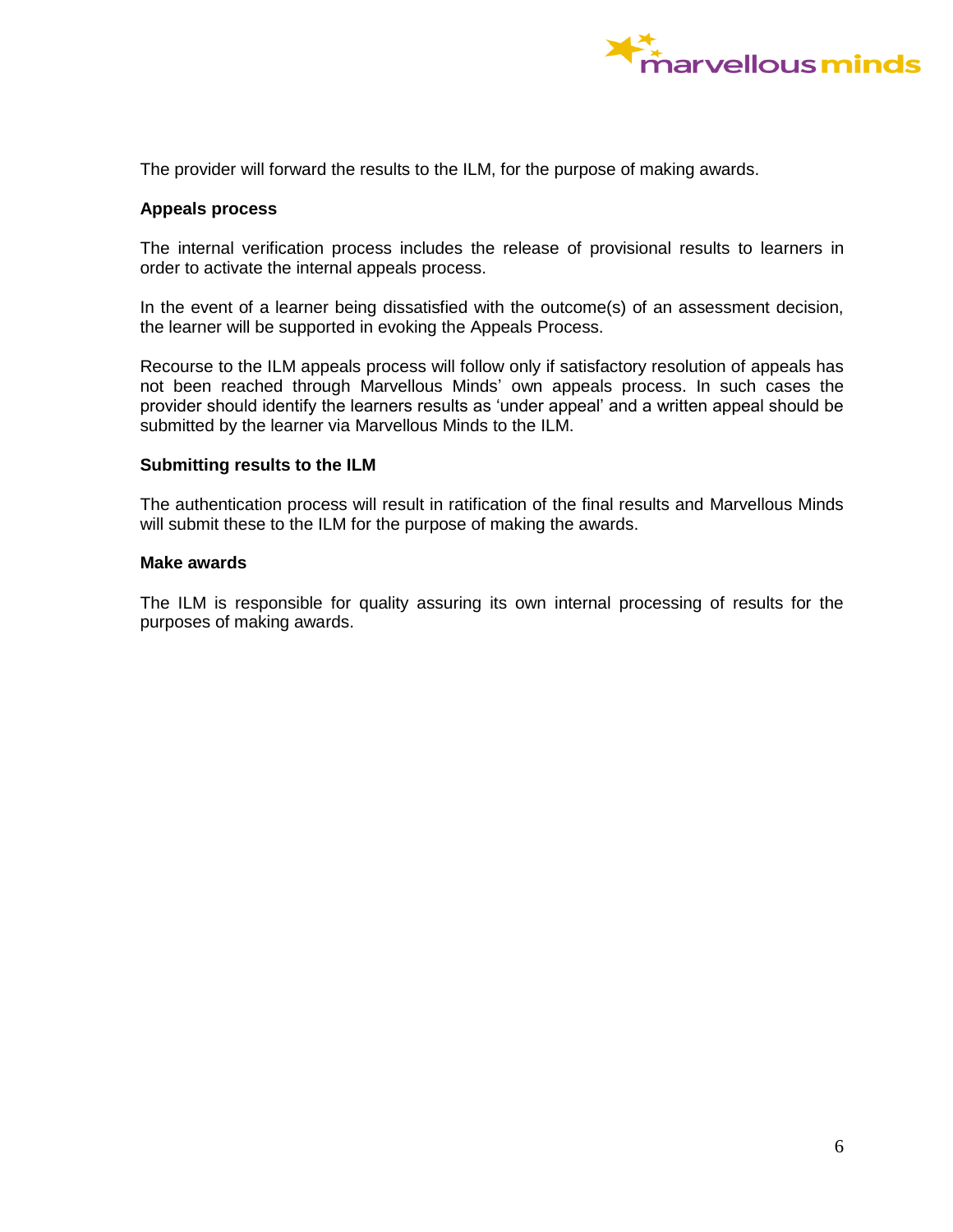The provider will forward the results to the ILM, for the purpose of making awards.

**Appeals process**

The internal verification process includes the release of provisional results to learners in order to activate the internal appeals process.

In the event of a learner being dissatisfied with the outcome(s) of an assessment decision, the learner will be supported in evoking the Appeals Process.

Recourse to the ILM appeals process will follow only if satisfactory resolution of appeals has not been reached through Marvellous Minds' own appeals process. In such cases the provider should identify the learners results as 'under appeal' and a written appeal should be submitted by the learner via Marvellous Minds to the ILM.

**Submitting results to the ILM**

The authentication process will result in ratification of the final results and Marvellous Minds will submit these to the ILM for the purpose of making the awards.

**Make awards**

The ILM is responsible for quality assuring its own internal processing of results for the purposes of making awards.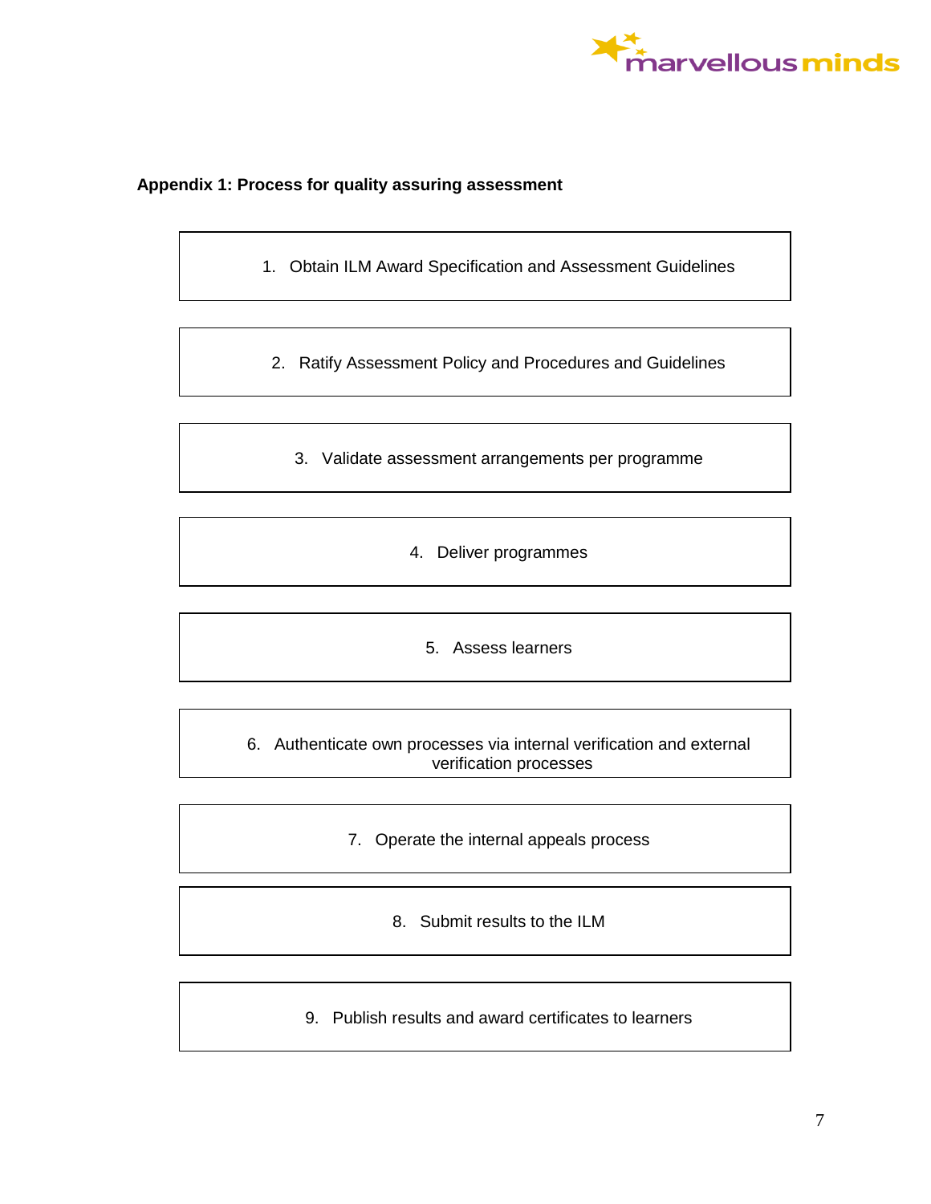**Appendix 1: Process for quality assuring assessment**

1. Obtain ILM Award Specification and Assessment Guidelines

2. Ratify Assessment Policy and Procedures and Guidelines

3. Validate assessment arrangements per programme

4. Deliver programmes

5. Assess learners

6. Authenticate own processes via internal verification and external verification processes

7. Operate the internal appeals process

8. Submit results to the ILM

9. Publish results and award certificates to learners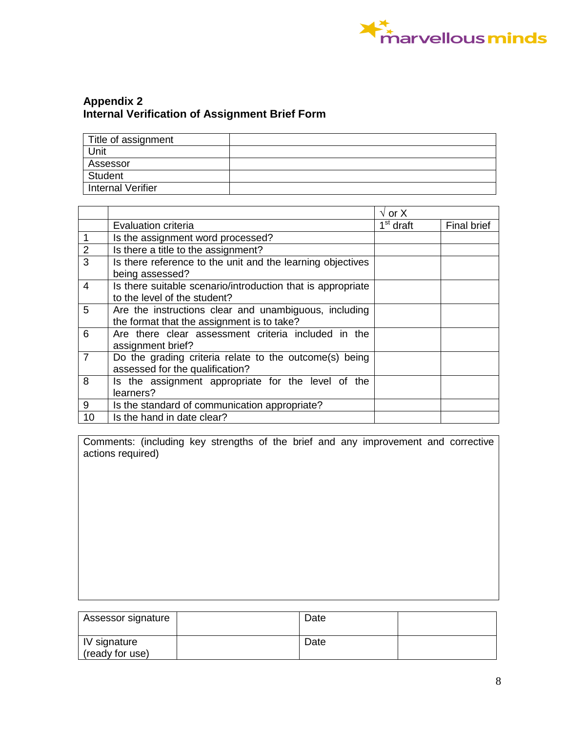## Appendix 2
## Internal Verification of Assignment Brief Form

| Title of assignment | |
|---|---|
| Unit | |
| Assessor | |
| Student | |
| Internal Verifier | |

| | | √ or X | |
|---|---|---|---|
| | Evaluation criteria | 1st draft | Final brief |
| 1 | Is the assignment word processed? | | |
| 2 | Is there a title to the assignment? | | |
| 3 | Is there reference to the unit and the learning objectives being assessed? | | |
| 4 | Is there suitable scenario/introduction that is appropriate to the level of the student? | | |
| 5 | Are the instructions clear and unambiguous, including the format that the assignment is to take? | | |
| 6 | Are there clear assessment criteria included in the assignment brief? | | |
| 7 | Do the grading criteria relate to the outcome(s) being assessed for the qualification? | | |
| 8 | Is the assignment appropriate for the level of the learners? | | |
| 9 | Is the standard of communication appropriate? | | |
| 10 | Is the hand in date clear? | | |

| Comments: (including key strengths of the brief and any improvement and corrective actions required) |
|---|
| |

| Assessor signature | | Date | |
|---|---|---|---|
| IV signature (ready for use) | | Date | |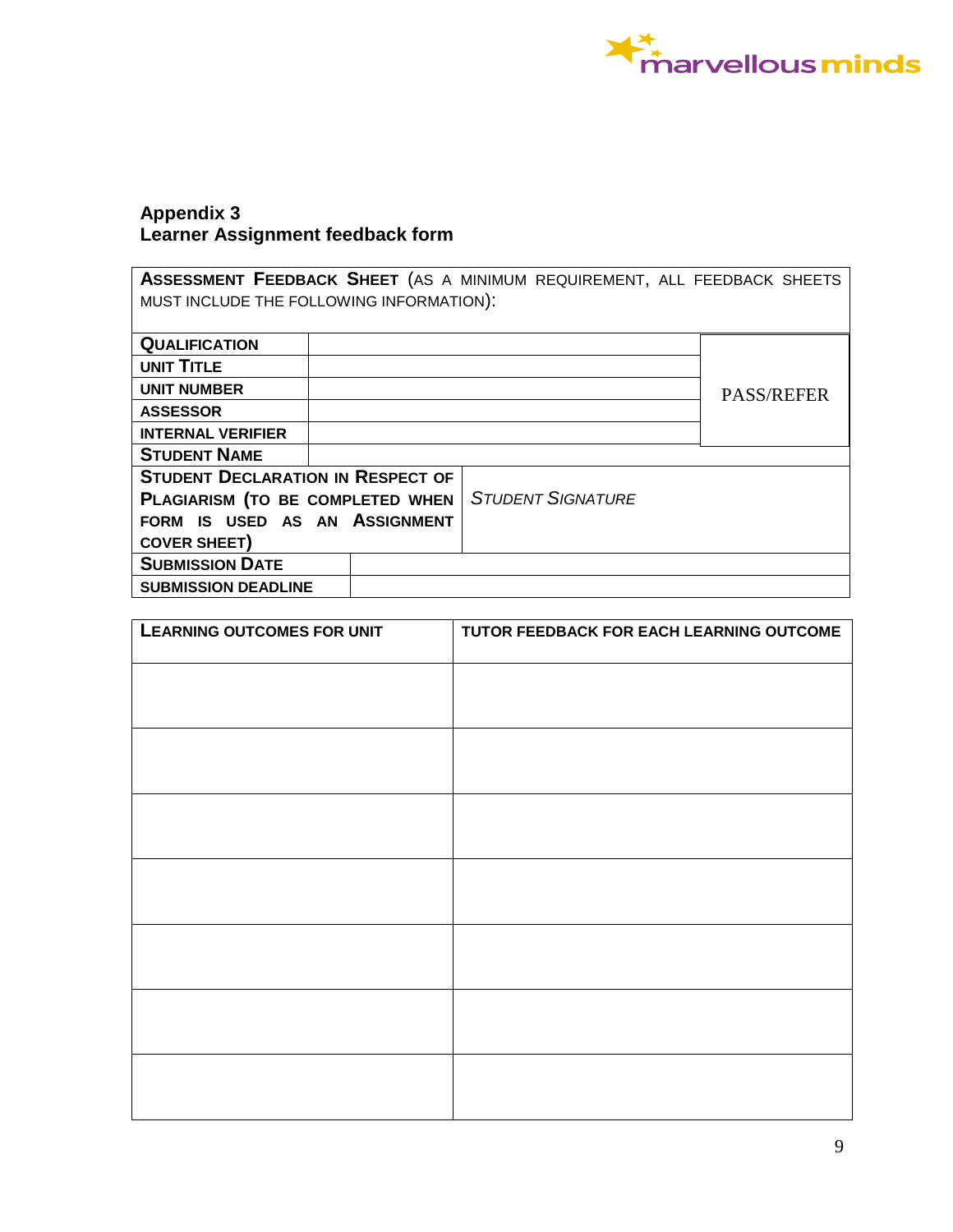### Appendix 3
### Learner Assignment feedback form

| **ASSESSMENT FEEDBACK SHEET** (AS A MINIMUM REQUIREMENT, ALL FEEDBACK SHEETS MUST INCLUDE THE FOLLOWING INFORMATION): | | |
|---|---|---|
| **QUALIFICATION** | | PASS/REFER |
| **UNIT TITLE** | | |
| **UNIT NUMBER** | | |
| **ASSESSOR** | | |
| **INTERNAL VERIFIER** | | |
| **STUDENT NAME** | | |
| **STUDENT DECLARATION IN RESPECT OF PLAGIARISM (TO BE COMPLETED WHEN FORM IS USED AS AN ASSIGNMENT COVER SHEET)** | *STUDENT SIGNATURE* | |
| **SUBMISSION DATE** | | |
| **SUBMISSION DEADLINE** | | |

| **LEARNING OUTCOMES FOR UNIT** | **TUTOR FEEDBACK FOR EACH LEARNING OUTCOME** |
|---|---|
| | |
| | |
| | |
| | |
| | |
| | |
| | |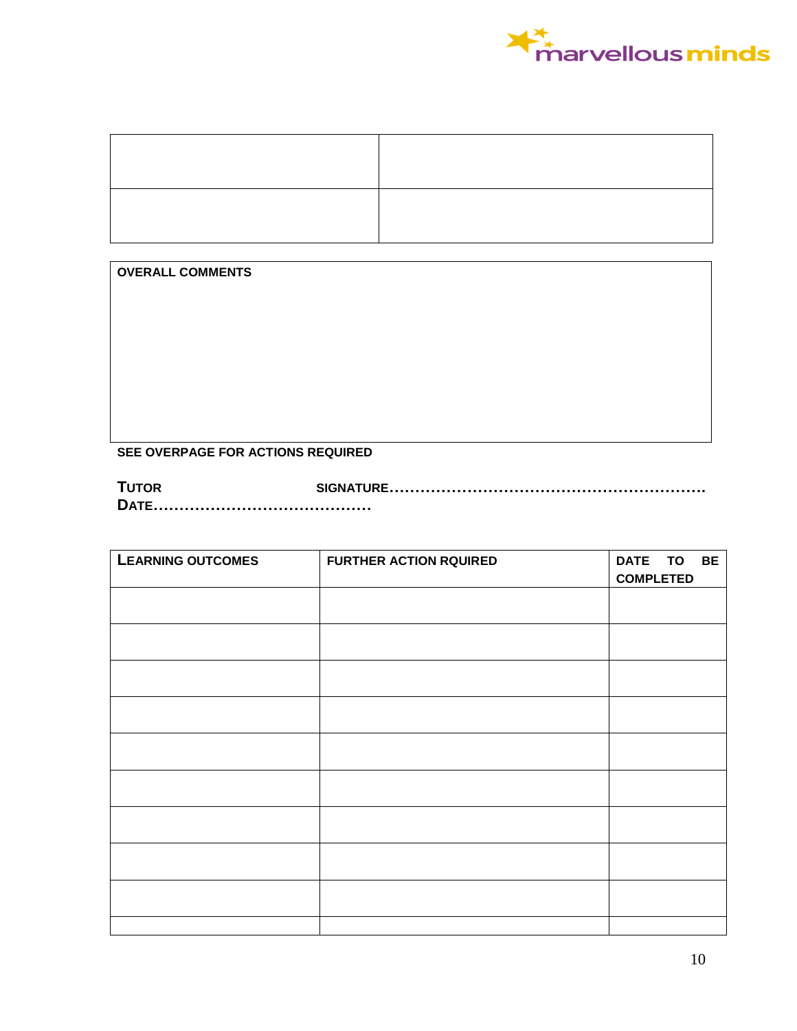|  |  |
|---|---|
|  |  |

| OVERALL COMMENTS |
|---|
|  |

**SEE OVERPAGE FOR ACTIONS REQUIRED**

**TUTOR SIGNATURE……………………………………………………. DATE……………………………………**

| LEARNING OUTCOMES | FURTHER ACTION RQUIRED | DATE TO BE COMPLETED |
|---|---|---|
|  |  |  |
|  |  |  |
|  |  |  |
|  |  |  |
|  |  |  |
|  |  |  |
|  |  |  |
|  |  |  |
|  |  |  |
|  |  |  |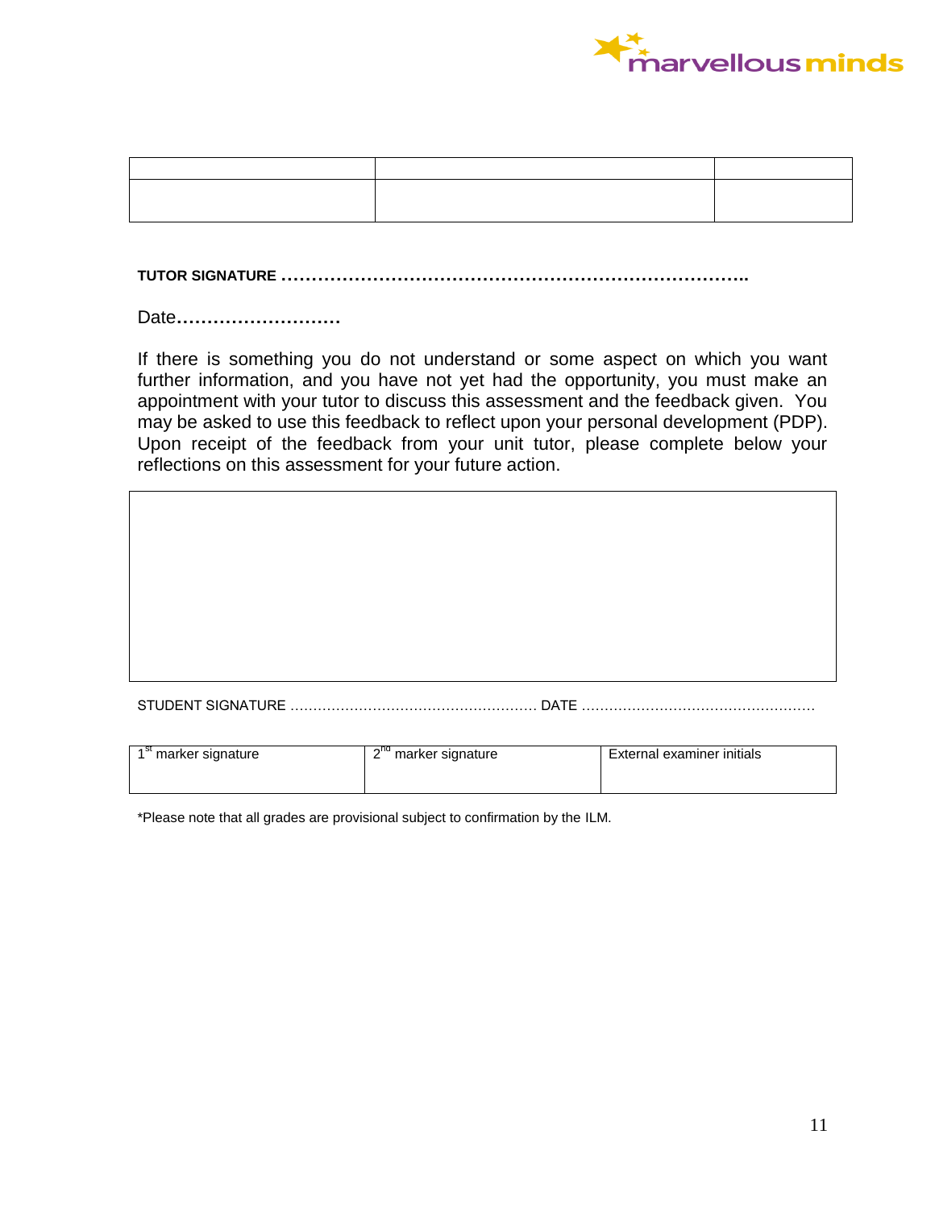| | | |
|---|---|---|
| | | |

**TUTOR SIGNATURE ………………………………………………………………………..**

Date………………………

If there is something you do not understand or some aspect on which you want further information, and you have not yet had the opportunity, you must make an appointment with your tutor to discuss this assessment and the feedback given. You may be asked to use this feedback to reflect upon your personal development (PDP). Upon receipt of the feedback from your unit tutor, please complete below your reflections on this assessment for your future action.

| |
|---|
| |

STUDENT SIGNATURE ……………………………………………… DATE ……………………………………………

| 1st marker signature | 2nd marker signature | External examiner initials |
|---|---|---|
| | | |

*Please note that all grades are provisional subject to confirmation by the ILM.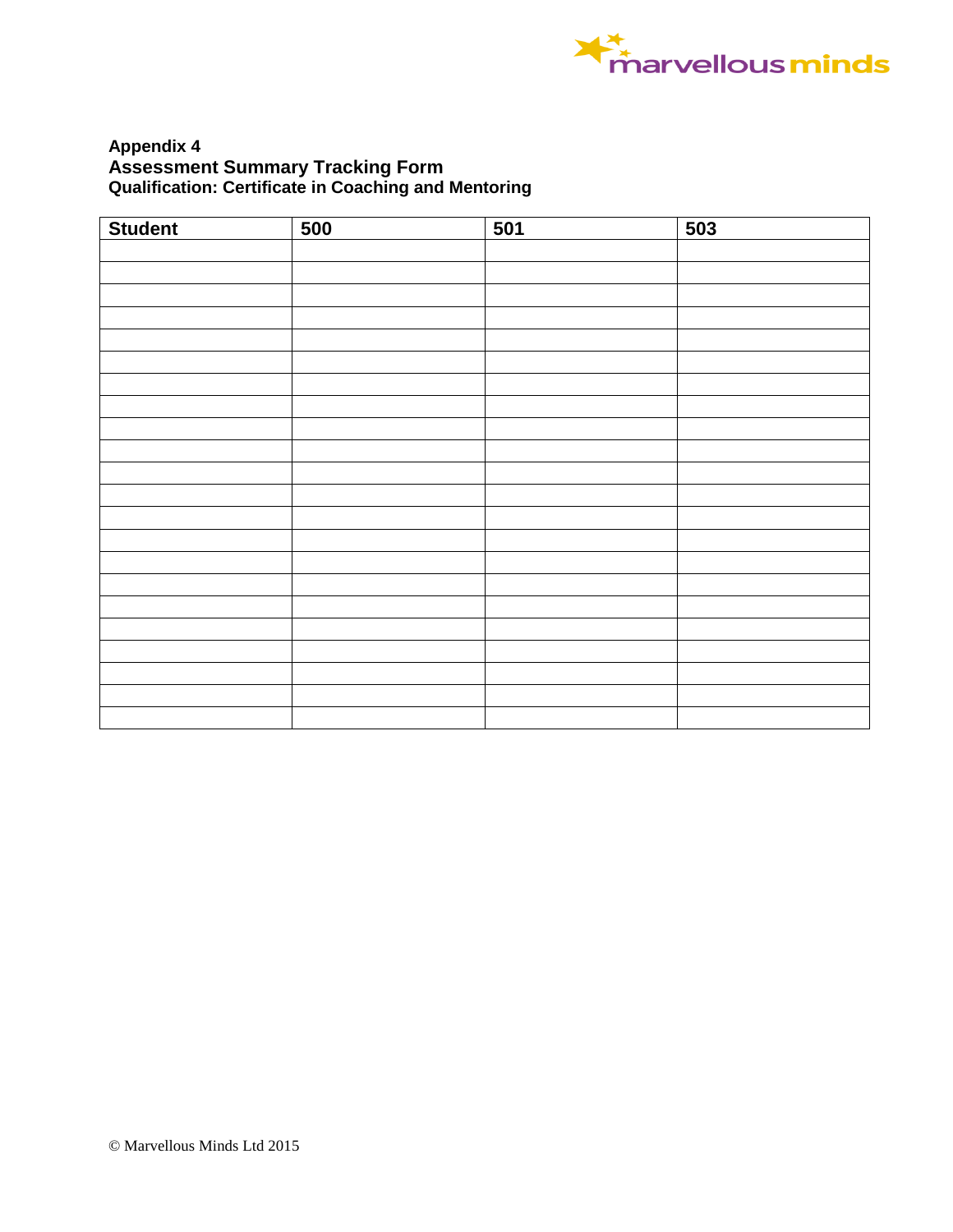**Appendix 4**
**Assessment Summary Tracking Form**
**Qualification: Certificate in Coaching and Mentoring**

| Student | 500 | 501 | 503 |
|---|---|---|---|
| | | | |
| | | | |
| | | | |
| | | | |
| | | | |
| | | | |
| | | | |
| | | | |
| | | | |
| | | | |
| | | | |
| | | | |
| | | | |
| | | | |
| | | | |
| | | | |
| | | | |
| | | | |
| | | | |
| | | | |
| | | | |
| | | | |

© Marvellous Minds Ltd 2015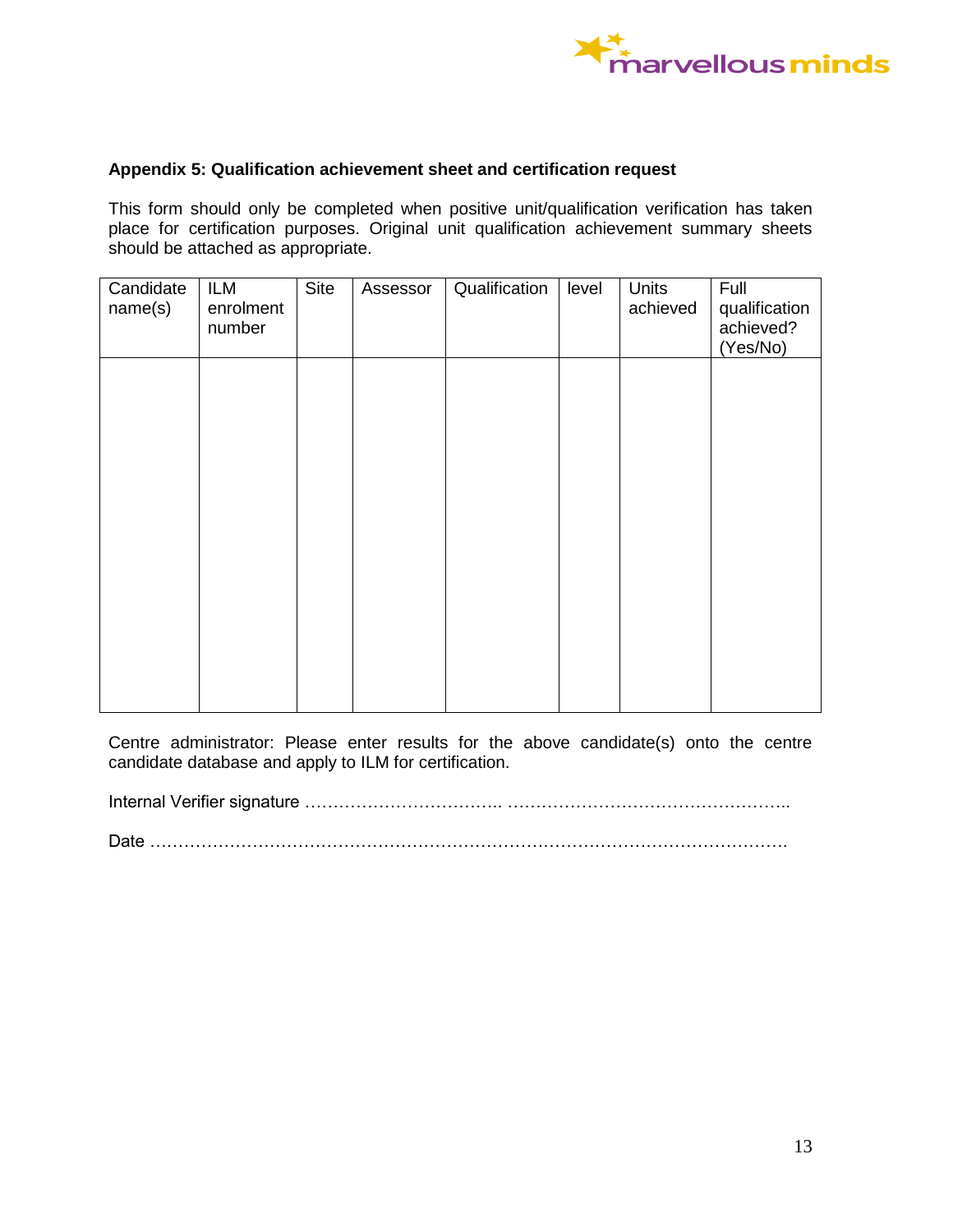### Appendix 5: Qualification achievement sheet and certification request

This form should only be completed when positive unit/qualification verification has taken place for certification purposes. Original unit qualification achievement summary sheets should be attached as appropriate.

| Candidate name(s) | ILM enrolment number | Site | Assessor | Qualification | level | Units achieved | Full qualification achieved? (Yes/No) |
|---|---|---|---|---|---|---|---|
| | | | | | | | |

Centre administrator: Please enter results for the above candidate(s) onto the centre candidate database and apply to ILM for certification.

Internal Verifier signature …………………………….. …………………………………………..

Date ……………………………………………………………………………………………….